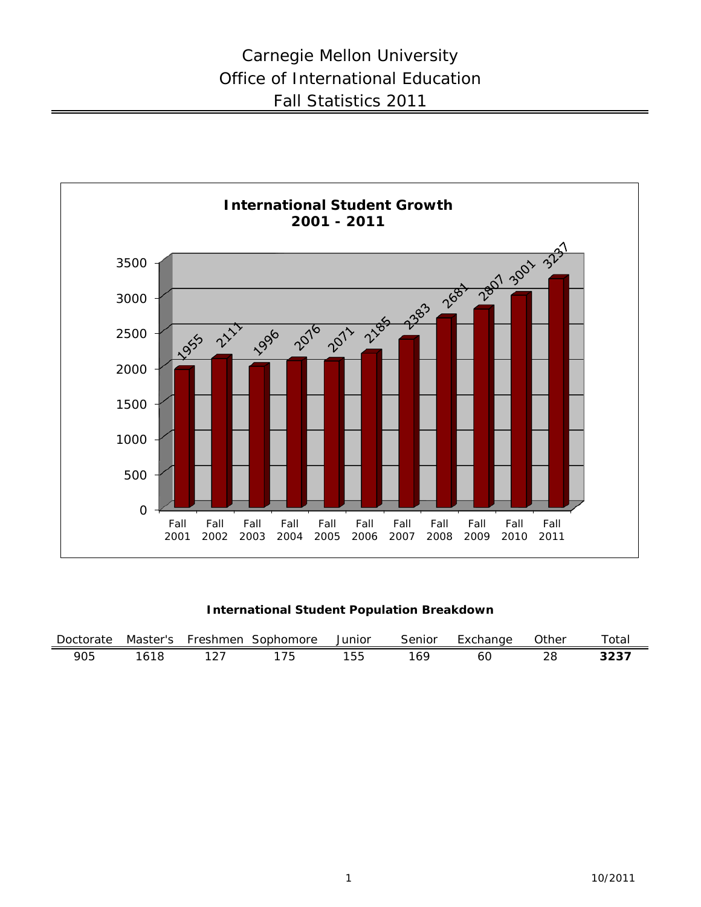# Carnegie Mellon University
# Office of International Education
# Fall Statistics 2011

**International Student Growth 2001 - 2011**

| Year | Students |
|---|---|
| Fall 2001 | 1955 |
| Fall 2002 | 2111 |
| Fall 2003 | 1996 |
| Fall 2004 | 2076 |
| Fall 2005 | 2071 |
| Fall 2006 | 2185 |
| Fall 2007 | 2383 |
| Fall 2008 | 2681 |
| Fall 2009 | 2807 |
| Fall 2010 | 3001 |
| Fall 2011 | 3237 |

**International Student Population Breakdown**

| Doctorate | Master's | Freshmen | Sophomore | Junior | Senior | Exchange | Other | Total |
|---|---|---|---|---|---|---|---|---|
| 905 | 1618 | 127 | 175 | 155 | 169 | 60 | 28 | **3237** |

10/2011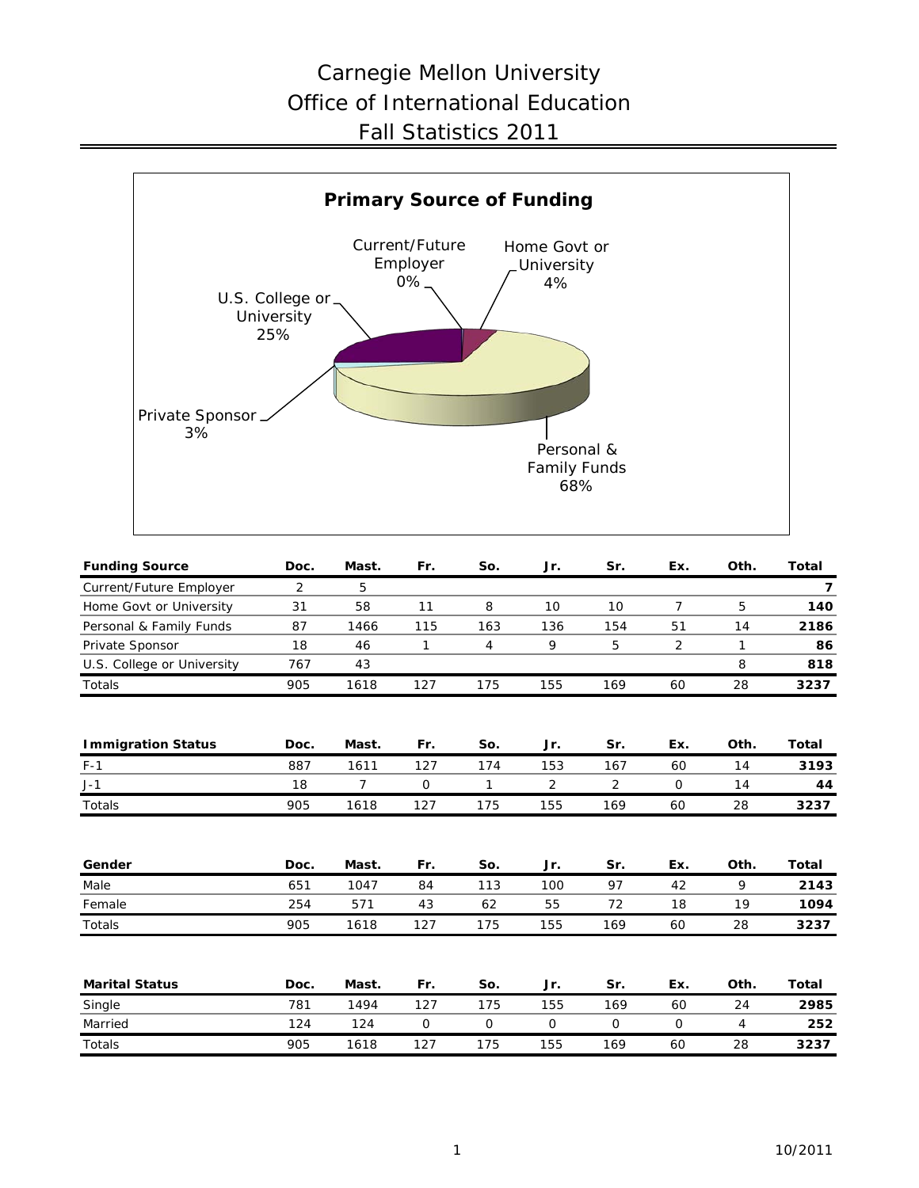# Carnegie Mellon University
# Office of International Education
# Fall Statistics 2011

**Primary Source of Funding**

Current/Future Employer 0%
Home Govt or University 4%
U.S. College or University 25%
Private Sponsor 3%
Personal & Family Funds 68%

| **Funding Source** | **Doc.** | **Mast.** | **Fr.** | **So.** | **Jr.** | **Sr.** | **Ex.** | **Oth.** | **Total** |
|---|---|---|---|---|---|---|---|---|---|
| Current/Future Employer | 2 | 5 | | | | | | | **7** |
| Home Govt or University | 31 | 58 | 11 | 8 | 10 | 10 | 7 | 5 | **140** |
| Personal & Family Funds | 87 | 1466 | 115 | 163 | 136 | 154 | 51 | 14 | **2186** |
| Private Sponsor | 18 | 46 | 1 | 4 | 9 | 5 | 2 | 1 | **86** |
| U.S. College or University | 767 | 43 | | | | | | 8 | **818** |
| Totals | 905 | 1618 | 127 | 175 | 155 | 169 | 60 | 28 | **3237** |

| **Immigration Status** | **Doc.** | **Mast.** | **Fr.** | **So.** | **Jr.** | **Sr.** | **Ex.** | **Oth.** | **Total** |
|---|---|---|---|---|---|---|---|---|---|
| F-1 | 887 | 1611 | 127 | 174 | 153 | 167 | 60 | 14 | **3193** |
| J-1 | 18 | 7 | 0 | 1 | 2 | 2 | 0 | 14 | **44** |
| Totals | 905 | 1618 | 127 | 175 | 155 | 169 | 60 | 28 | **3237** |

| **Gender** | **Doc.** | **Mast.** | **Fr.** | **So.** | **Jr.** | **Sr.** | **Ex.** | **Oth.** | **Total** |
|---|---|---|---|---|---|---|---|---|---|
| Male | 651 | 1047 | 84 | 113 | 100 | 97 | 42 | 9 | **2143** |
| Female | 254 | 571 | 43 | 62 | 55 | 72 | 18 | 19 | **1094** |
| Totals | 905 | 1618 | 127 | 175 | 155 | 169 | 60 | 28 | **3237** |

| **Marital Status** | **Doc.** | **Mast.** | **Fr.** | **So.** | **Jr.** | **Sr.** | **Ex.** | **Oth.** | **Total** |
|---|---|---|---|---|---|---|---|---|---|
| Single | 781 | 1494 | 127 | 175 | 155 | 169 | 60 | 24 | **2985** |
| Married | 124 | 124 | 0 | 0 | 0 | 0 | 0 | 4 | **252** |
| Totals | 905 | 1618 | 127 | 175 | 155 | 169 | 60 | 28 | **3237** |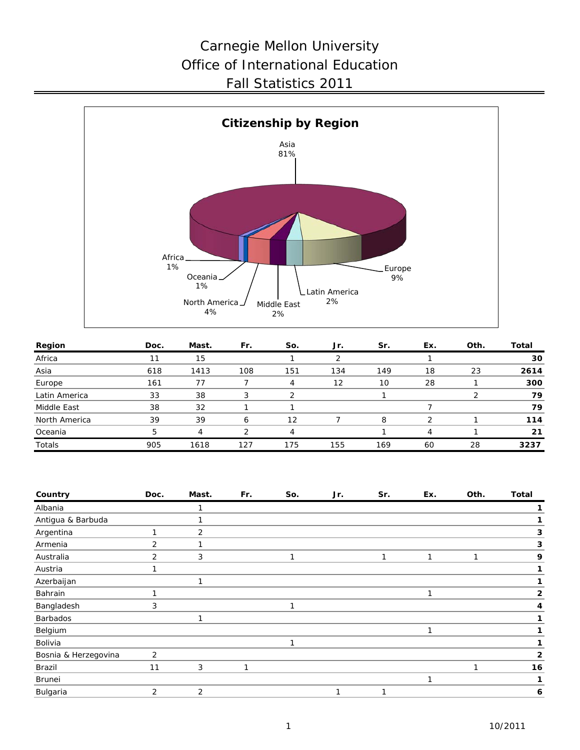# Carnegie Mellon University
# Office of International Education
# Fall Statistics 2011

**Citizenship by Region**

Asia 81%, Europe 9%, North America 4%, Latin America 2%, Middle East 2%, Africa 1%, Oceania 1%

| Region | Doc. | Mast. | Fr. | So. | Jr. | Sr. | Ex. | Oth. | Total |
|---|---|---|---|---|---|---|---|---|---|
| Africa | 11 | 15 | | 1 | 2 | | 1 | | **30** |
| Asia | 618 | 1413 | 108 | 151 | 134 | 149 | 18 | 23 | **2614** |
| Europe | 161 | 77 | 7 | 4 | 12 | 10 | 28 | 1 | **300** |
| Latin America | 33 | 38 | 3 | 2 | | 1 | | 2 | **79** |
| Middle East | 38 | 32 | 1 | 1 | | | 7 | | **79** |
| North America | 39 | 39 | 6 | 12 | 7 | 8 | 2 | 1 | **114** |
| Oceania | 5 | 4 | 2 | 4 | | 1 | 4 | 1 | **21** |
| Totals | 905 | 1618 | 127 | 175 | 155 | 169 | 60 | 28 | **3237** |

| Country | Doc. | Mast. | Fr. | So. | Jr. | Sr. | Ex. | Oth. | Total |
|---|---|---|---|---|---|---|---|---|---|
| Albania | | 1 | | | | | | | **1** |
| Antigua & Barbuda | | 1 | | | | | | | **1** |
| Argentina | 1 | 2 | | | | | | | **3** |
| Armenia | 2 | 1 | | | | | | | **3** |
| Australia | 2 | 3 | | 1 | | 1 | 1 | 1 | **9** |
| Austria | 1 | | | | | | | | **1** |
| Azerbaijan | | 1 | | | | | | | **1** |
| Bahrain | 1 | | | | | | 1 | | **2** |
| Bangladesh | 3 | | | 1 | | | | | **4** |
| Barbados | | 1 | | | | | | | **1** |
| Belgium | | | | | | | 1 | | **1** |
| Bolivia | | | | 1 | | | | | **1** |
| Bosnia & Herzegovina | 2 | | | | | | | | **2** |
| Brazil | 11 | 3 | 1 | | | | | 1 | **16** |
| Brunei | | | | | | | 1 | | **1** |
| Bulgaria | 2 | 2 | | | 1 | 1 | | | **6** |

10/2011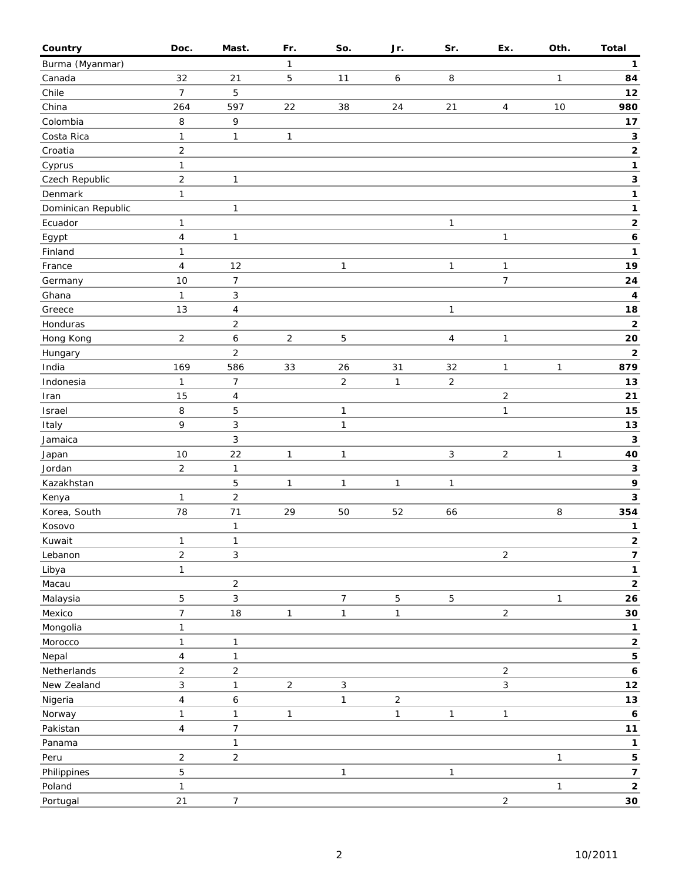| Country | Doc. | Mast. | Fr. | So. | Jr. | Sr. | Ex. | Oth. | Total |
|---|---|---|---|---|---|---|---|---|---|
| Burma (Myanmar) | | | 1 | | | | | | **1** |
| Canada | 32 | 21 | 5 | 11 | 6 | 8 | | 1 | **84** |
| Chile | 7 | 5 | | | | | | | **12** |
| China | 264 | 597 | 22 | 38 | 24 | 21 | 4 | 10 | **980** |
| Colombia | 8 | 9 | | | | | | | **17** |
| Costa Rica | 1 | 1 | 1 | | | | | | **3** |
| Croatia | 2 | | | | | | | | **2** |
| Cyprus | 1 | | | | | | | | **1** |
| Czech Republic | 2 | 1 | | | | | | | **3** |
| Denmark | 1 | | | | | | | | **1** |
| Dominican Republic | | 1 | | | | | | | **1** |
| Ecuador | 1 | | | | | 1 | | | **2** |
| Egypt | 4 | 1 | | | | | 1 | | **6** |
| Finland | 1 | | | | | | | | **1** |
| France | 4 | 12 | | 1 | | 1 | 1 | | **19** |
| Germany | 10 | 7 | | | | | 7 | | **24** |
| Ghana | 1 | 3 | | | | | | | **4** |
| Greece | 13 | 4 | | | | 1 | | | **18** |
| Honduras | | 2 | | | | | | | **2** |
| Hong Kong | 2 | 6 | 2 | 5 | | 4 | 1 | | **20** |
| Hungary | | 2 | | | | | | | **2** |
| India | 169 | 586 | 33 | 26 | 31 | 32 | 1 | 1 | **879** |
| Indonesia | 1 | 7 | | 2 | 1 | 2 | | | **13** |
| Iran | 15 | 4 | | | | | 2 | | **21** |
| Israel | 8 | 5 | | 1 | | | 1 | | **15** |
| Italy | 9 | 3 | | 1 | | | | | **13** |
| Jamaica | | 3 | | | | | | | **3** |
| Japan | 10 | 22 | 1 | 1 | | 3 | 2 | 1 | **40** |
| Jordan | 2 | 1 | | | | | | | **3** |
| Kazakhstan | | 5 | 1 | 1 | 1 | 1 | | | **9** |
| Kenya | 1 | 2 | | | | | | | **3** |
| Korea, South | 78 | 71 | 29 | 50 | 52 | 66 | | 8 | **354** |
| Kosovo | | 1 | | | | | | | **1** |
| Kuwait | 1 | 1 | | | | | | | **2** |
| Lebanon | 2 | 3 | | | | | 2 | | **7** |
| Libya | 1 | | | | | | | | **1** |
| Macau | | 2 | | | | | | | **2** |
| Malaysia | 5 | 3 | | 7 | 5 | 5 | | 1 | **26** |
| Mexico | 7 | 18 | 1 | 1 | 1 | | 2 | | **30** |
| Mongolia | 1 | | | | | | | | **1** |
| Morocco | 1 | 1 | | | | | | | **2** |
| Nepal | 4 | 1 | | | | | | | **5** |
| Netherlands | 2 | 2 | | | | | 2 | | **6** |
| New Zealand | 3 | 1 | 2 | 3 | | | 3 | | **12** |
| Nigeria | 4 | 6 | | 1 | 2 | | | | **13** |
| Norway | 1 | 1 | 1 | | 1 | 1 | 1 | | **6** |
| Pakistan | 4 | 7 | | | | | | | **11** |
| Panama | | 1 | | | | | | | **1** |
| Peru | 2 | 2 | | | | | | 1 | **5** |
| Philippines | 5 | | | 1 | | 1 | | | **7** |
| Poland | 1 | | | | | | | 1 | **2** |
| Portugal | 21 | 7 | | | | | 2 | | **30** |

10/2011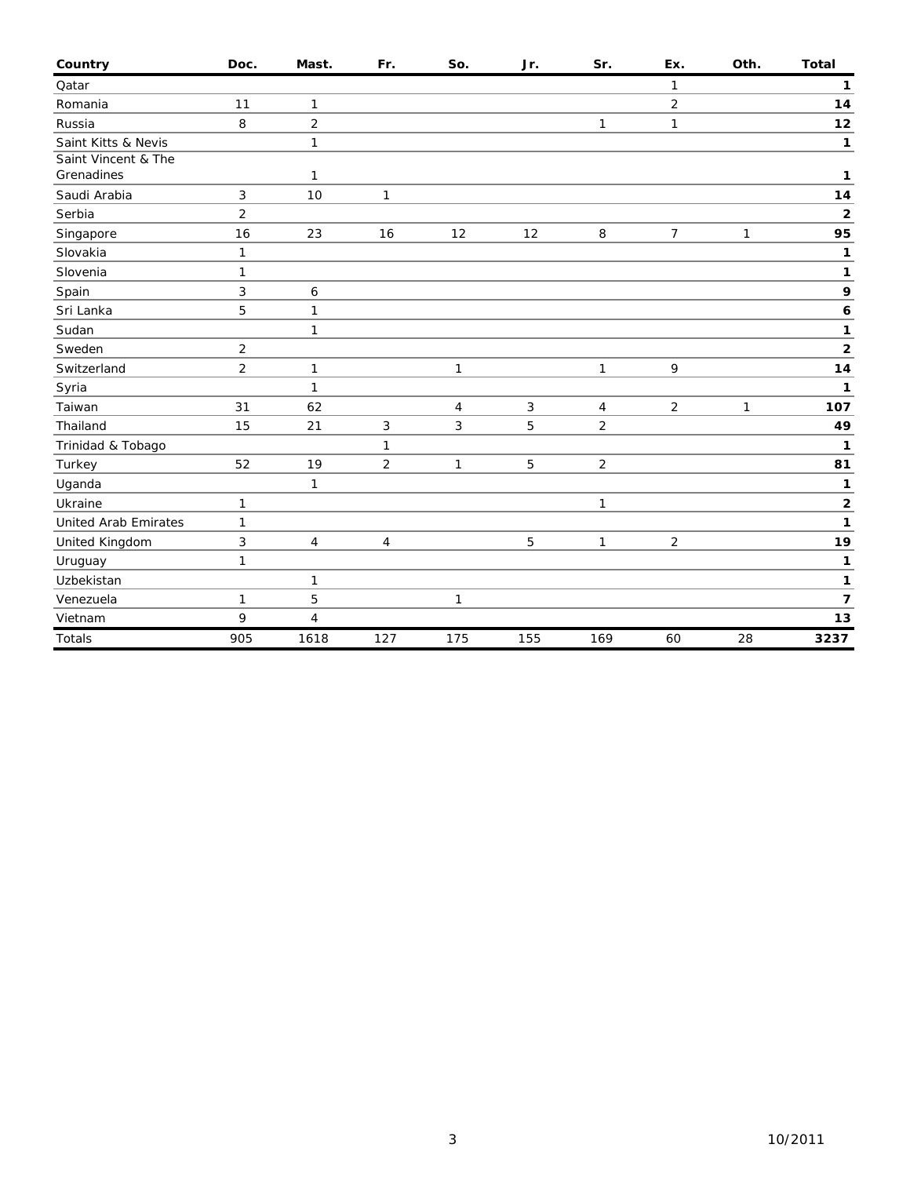| Country | Doc. | Mast. | Fr. | So. | Jr. | Sr. | Ex. | Oth. | Total |
|---|---|---|---|---|---|---|---|---|---|
| Qatar | | | | | | | 1 | | **1** |
| Romania | 11 | 1 | | | | | 2 | | **14** |
| Russia | 8 | 2 | | | | 1 | 1 | | **12** |
| Saint Kitts & Nevis | | 1 | | | | | | | **1** |
| Saint Vincent & The Grenadines | | 1 | | | | | | | **1** |
| Saudi Arabia | 3 | 10 | 1 | | | | | | **14** |
| Serbia | 2 | | | | | | | | **2** |
| Singapore | 16 | 23 | 16 | 12 | 12 | 8 | 7 | 1 | **95** |
| Slovakia | 1 | | | | | | | | **1** |
| Slovenia | 1 | | | | | | | | **1** |
| Spain | 3 | 6 | | | | | | | **9** |
| Sri Lanka | 5 | 1 | | | | | | | **6** |
| Sudan | | 1 | | | | | | | **1** |
| Sweden | 2 | | | | | | | | **2** |
| Switzerland | 2 | 1 | | 1 | | 1 | 9 | | **14** |
| Syria | | 1 | | | | | | | **1** |
| Taiwan | 31 | 62 | | 4 | 3 | 4 | 2 | 1 | **107** |
| Thailand | 15 | 21 | 3 | 3 | 5 | 2 | | | **49** |
| Trinidad & Tobago | | | 1 | | | | | | **1** |
| Turkey | 52 | 19 | 2 | 1 | 5 | 2 | | | **81** |
| Uganda | | 1 | | | | | | | **1** |
| Ukraine | 1 | | | | | 1 | | | **2** |
| United Arab Emirates | 1 | | | | | | | | **1** |
| United Kingdom | 3 | 4 | 4 | | 5 | 1 | 2 | | **19** |
| Uruguay | 1 | | | | | | | | **1** |
| Uzbekistan | | 1 | | | | | | | **1** |
| Venezuela | 1 | 5 | | 1 | | | | | **7** |
| Vietnam | 9 | 4 | | | | | | | **13** |
| Totals | 905 | 1618 | 127 | 175 | 155 | 169 | 60 | 28 | **3237** |

10/2011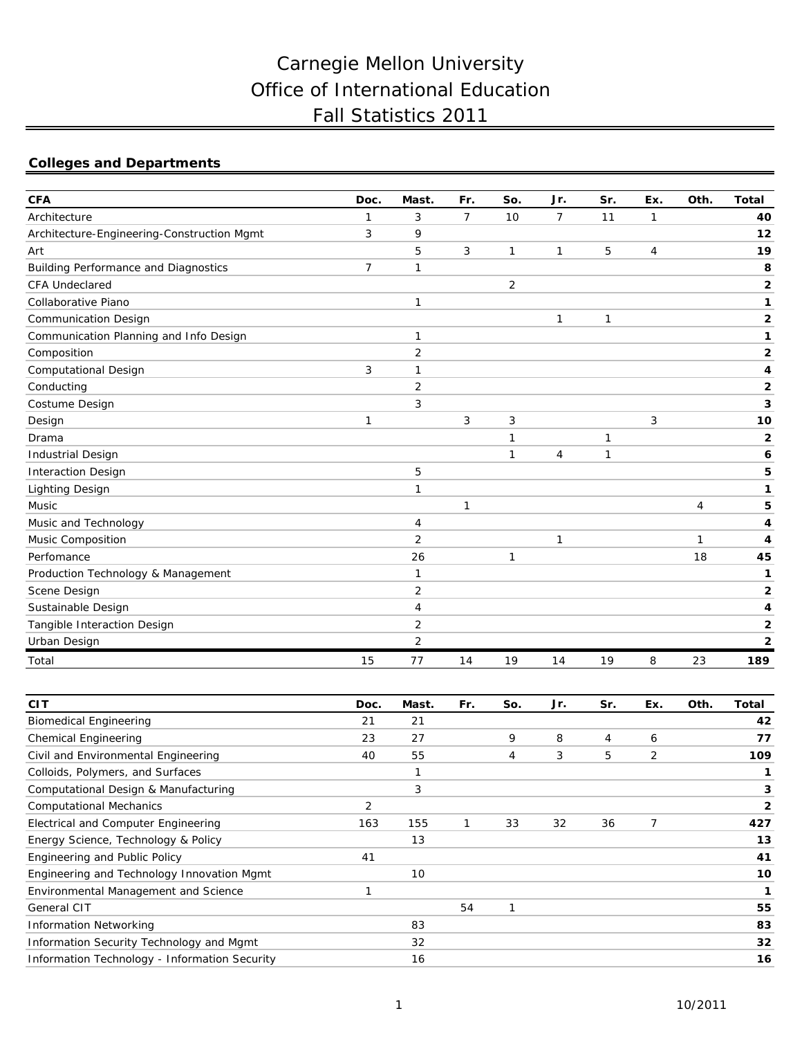# Carnegie Mellon University
# Office of International Education
# Fall Statistics 2011

## Colleges and Departments

| CFA | Doc. | Mast. | Fr. | So. | Jr. | Sr. | Ex. | Oth. | Total |
|---|---|---|---|---|---|---|---|---|---|
| Architecture | 1 | 3 | 7 | 10 | 7 | 11 | 1 | | **40** |
| Architecture-Engineering-Construction Mgmt | 3 | 9 | | | | | | | **12** |
| Art | | 5 | 3 | 1 | 1 | 5 | 4 | | **19** |
| Building Performance and Diagnostics | 7 | 1 | | | | | | | **8** |
| CFA Undeclared | | | | 2 | | | | | **2** |
| Collaborative Piano | | 1 | | | | | | | **1** |
| Communication Design | | | | | 1 | 1 | | | **2** |
| Communication Planning and Info Design | | 1 | | | | | | | **1** |
| Composition | | 2 | | | | | | | **2** |
| Computational Design | 3 | 1 | | | | | | | **4** |
| Conducting | | 2 | | | | | | | **2** |
| Costume Design | | 3 | | | | | | | **3** |
| Design | 1 | | 3 | 3 | | | 3 | | **10** |
| Drama | | | | 1 | | 1 | | | **2** |
| Industrial Design | | | | 1 | 4 | 1 | | | **6** |
| Interaction Design | | 5 | | | | | | | **5** |
| Lighting Design | | 1 | | | | | | | **1** |
| Music | | | 1 | | | | | 4 | **5** |
| Music and Technology | | 4 | | | | | | | **4** |
| Music Composition | | 2 | | | 1 | | | 1 | **4** |
| Perfomance | | 26 | | 1 | | | | 18 | **45** |
| Production Technology & Management | | 1 | | | | | | | **1** |
| Scene Design | | 2 | | | | | | | **2** |
| Sustainable Design | | 4 | | | | | | | **4** |
| Tangible Interaction Design | | 2 | | | | | | | **2** |
| Urban Design | | 2 | | | | | | | **2** |
| Total | 15 | 77 | 14 | 19 | 14 | 19 | 8 | 23 | **189** |

| CIT | Doc. | Mast. | Fr. | So. | Jr. | Sr. | Ex. | Oth. | Total |
|---|---|---|---|---|---|---|---|---|---|
| Biomedical Engineering | 21 | 21 | | | | | | | **42** |
| Chemical Engineering | 23 | 27 | | 9 | 8 | 4 | 6 | | **77** |
| Civil and Environmental Engineering | 40 | 55 | | 4 | 3 | 5 | 2 | | **109** |
| Colloids, Polymers, and Surfaces | | 1 | | | | | | | **1** |
| Computational Design & Manufacturing | | 3 | | | | | | | **3** |
| Computational Mechanics | 2 | | | | | | | | **2** |
| Electrical and Computer Engineering | 163 | 155 | 1 | 33 | 32 | 36 | 7 | | **427** |
| Energy Science, Technology & Policy | | 13 | | | | | | | **13** |
| Engineering and Public Policy | 41 | | | | | | | | **41** |
| Engineering and Technology Innovation Mgmt | | 10 | | | | | | | **10** |
| Environmental Management and Science | 1 | | | | | | | | **1** |
| General CIT | | | 54 | 1 | | | | | **55** |
| Information Networking | | 83 | | | | | | | **83** |
| Information Security Technology and Mgmt | | 32 | | | | | | | **32** |
| Information Technology - Information Security | | 16 | | | | | | | **16** |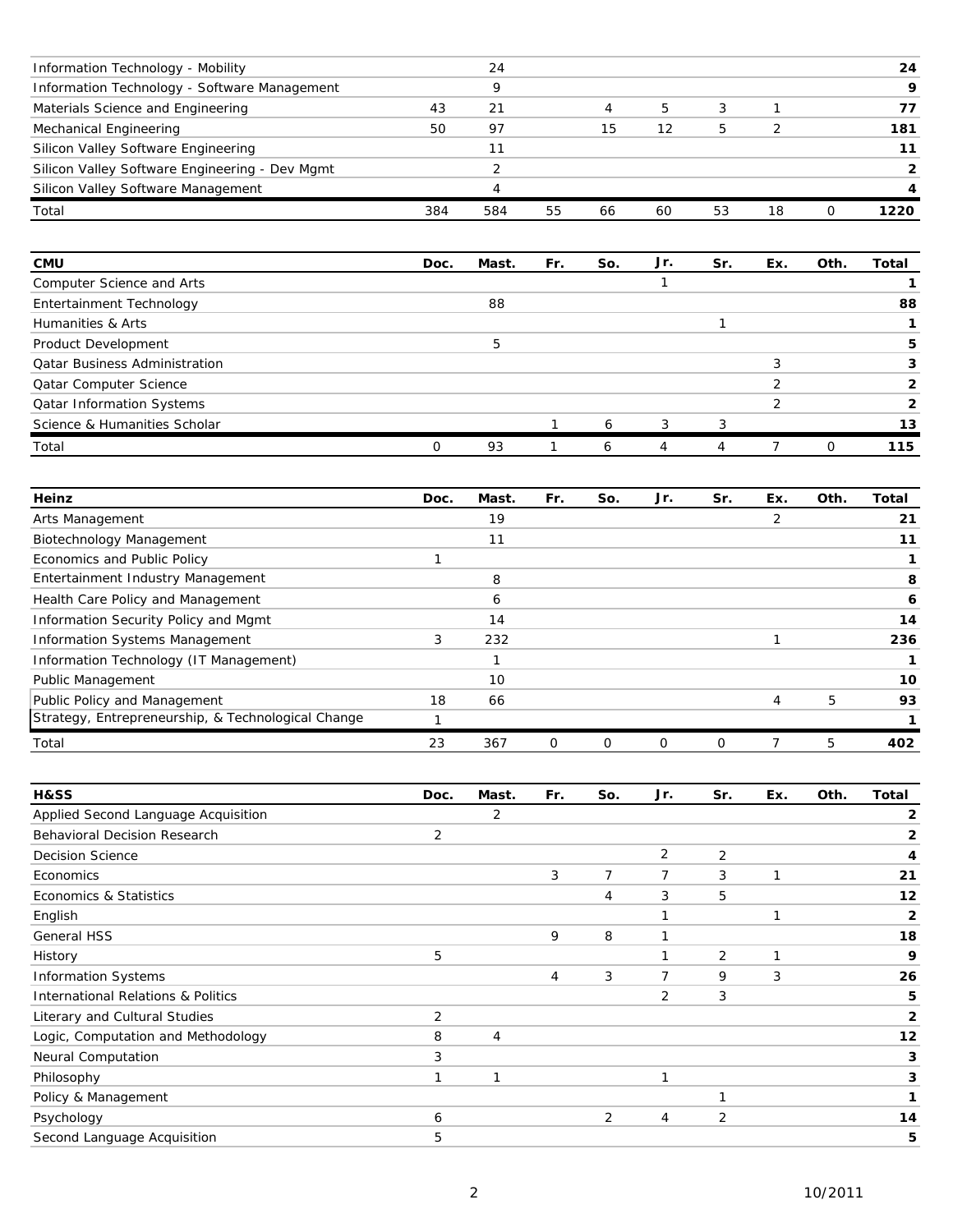| | Doc. | Mast. | Fr. | So. | Jr. | Sr. | Ex. | Oth. | Total |
|---|---|---|---|---|---|---|---|---|---|
| Information Technology - Mobility | | 24 | | | | | | | **24** |
| Information Technology - Software Management | | 9 | | | | | | | **9** |
| Materials Science and Engineering | 43 | 21 | | 4 | 5 | 3 | 1 | | **77** |
| Mechanical Engineering | 50 | 97 | | 15 | 12 | 5 | 2 | | **181** |
| Silicon Valley Software Engineering | | 11 | | | | | | | **11** |
| Silicon Valley Software Engineering - Dev Mgmt | | 2 | | | | | | | **2** |
| Silicon Valley Software Management | | 4 | | | | | | | **4** |
| Total | 384 | 584 | 55 | 66 | 60 | 53 | 18 | 0 | **1220** |

| **CMU** | **Doc.** | **Mast.** | **Fr.** | **So.** | **Jr.** | **Sr.** | **Ex.** | **Oth.** | **Total** |
|---|---|---|---|---|---|---|---|---|---|
| Computer Science and Arts | | | | | 1 | | | | **1** |
| Entertainment Technology | | 88 | | | | | | | **88** |
| Humanities & Arts | | | | | | 1 | | | **1** |
| Product Development | | 5 | | | | | | | **5** |
| Qatar Business Administration | | | | | | | 3 | | **3** |
| Qatar Computer Science | | | | | | | 2 | | **2** |
| Qatar Information Systems | | | | | | | 2 | | **2** |
| Science & Humanities Scholar | | | 1 | 6 | 3 | 3 | | | **13** |
| Total | 0 | 93 | 1 | 6 | 4 | 4 | 7 | 0 | **115** |

| **Heinz** | **Doc.** | **Mast.** | **Fr.** | **So.** | **Jr.** | **Sr.** | **Ex.** | **Oth.** | **Total** |
|---|---|---|---|---|---|---|---|---|---|
| Arts Management | | 19 | | | | | 2 | | **21** |
| Biotechnology Management | | 11 | | | | | | | **11** |
| Economics and Public Policy | 1 | | | | | | | | **1** |
| Entertainment Industry Management | | 8 | | | | | | | **8** |
| Health Care Policy and Management | | 6 | | | | | | | **6** |
| Information Security Policy and Mgmt | | 14 | | | | | | | **14** |
| Information Systems Management | 3 | 232 | | | | | 1 | | **236** |
| Information Technology (IT Management) | | 1 | | | | | | | **1** |
| Public Management | | 10 | | | | | | | **10** |
| Public Policy and Management | 18 | 66 | | | | | 4 | 5 | **93** |
| Strategy, Entrepreneurship, & Technological Change | 1 | | | | | | | | **1** |
| Total | 23 | 367 | 0 | 0 | 0 | 0 | 7 | 5 | **402** |

| **H&SS** | **Doc.** | **Mast.** | **Fr.** | **So.** | **Jr.** | **Sr.** | **Ex.** | **Oth.** | **Total** |
|---|---|---|---|---|---|---|---|---|---|
| Applied Second Language Acquisition | | 2 | | | | | | | **2** |
| Behavioral Decision Research | 2 | | | | | | | | **2** |
| Decision Science | | | | | 2 | 2 | | | **4** |
| Economics | | | 3 | 7 | 7 | 3 | 1 | | **21** |
| Economics & Statistics | | | | 4 | 3 | 5 | | | **12** |
| English | | | | | 1 | | 1 | | **2** |
| General HSS | | | 9 | 8 | 1 | | | | **18** |
| History | 5 | | | | 1 | 2 | 1 | | **9** |
| Information Systems | | | 4 | 3 | 7 | 9 | 3 | | **26** |
| International Relations & Politics | | | | | 2 | 3 | | | **5** |
| Literary and Cultural Studies | 2 | | | | | | | | **2** |
| Logic, Computation and Methodology | 8 | 4 | | | | | | | **12** |
| Neural Computation | 3 | | | | | | | | **3** |
| Philosophy | 1 | 1 | | | 1 | | | | **3** |
| Policy & Management | | | | | | 1 | | | **1** |
| Psychology | 6 | | | 2 | 4 | 2 | | | **14** |
| Second Language Acquisition | 5 | | | | | | | | **5** |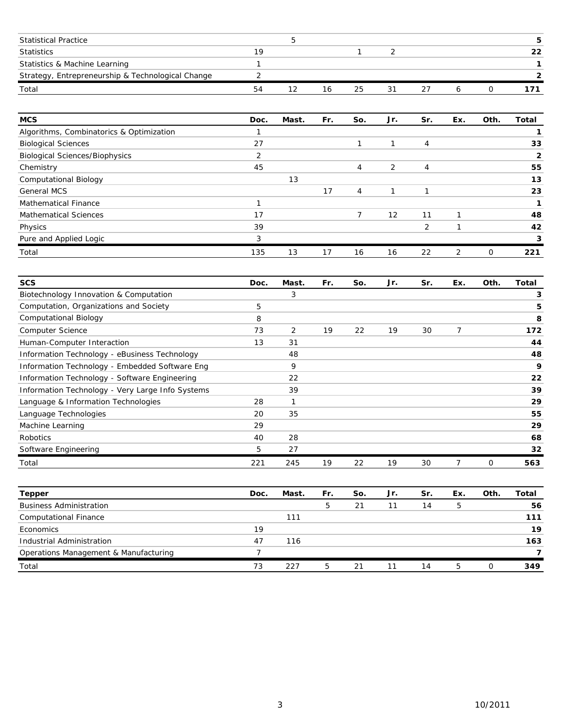| | Doc. | Mast. | Fr. | So. | Jr. | Sr. | Ex. | Oth. | Total |
|---|---|---|---|---|---|---|---|---|---|
| Statistical Practice | | 5 | | | | | | | **5** |
| Statistics | 19 | | | 1 | 2 | | | | **22** |
| Statistics & Machine Learning | 1 | | | | | | | | **1** |
| Strategy, Entrepreneurship & Technological Change | 2 | | | | | | | | **2** |
| Total | 54 | 12 | 16 | 25 | 31 | 27 | 6 | 0 | **171** |

| **MCS** | **Doc.** | **Mast.** | **Fr.** | **So.** | **Jr.** | **Sr.** | **Ex.** | **Oth.** | **Total** |
|---|---|---|---|---|---|---|---|---|---|
| Algorithms, Combinatorics & Optimization | 1 | | | | | | | | **1** |
| Biological Sciences | 27 | | | 1 | 1 | 4 | | | **33** |
| Biological Sciences/Biophysics | 2 | | | | | | | | **2** |
| Chemistry | 45 | | | 4 | 2 | 4 | | | **55** |
| Computational Biology | | 13 | | | | | | | **13** |
| General MCS | | | 17 | 4 | 1 | 1 | | | **23** |
| Mathematical Finance | 1 | | | | | | | | **1** |
| Mathematical Sciences | 17 | | | 7 | 12 | 11 | 1 | | **48** |
| Physics | 39 | | | | | 2 | 1 | | **42** |
| Pure and Applied Logic | 3 | | | | | | | | **3** |
| Total | 135 | 13 | 17 | 16 | 16 | 22 | 2 | 0 | **221** |

| **SCS** | **Doc.** | **Mast.** | **Fr.** | **So.** | **Jr.** | **Sr.** | **Ex.** | **Oth.** | **Total** |
|---|---|---|---|---|---|---|---|---|---|
| Biotechnology Innovation & Computation | | 3 | | | | | | | **3** |
| Computation, Organizations and Society | 5 | | | | | | | | **5** |
| Computational Biology | 8 | | | | | | | | **8** |
| Computer Science | 73 | 2 | 19 | 22 | 19 | 30 | 7 | | **172** |
| Human-Computer Interaction | 13 | 31 | | | | | | | **44** |
| Information Technology - eBusiness Technology | | 48 | | | | | | | **48** |
| Information Technology - Embedded Software Eng | | 9 | | | | | | | **9** |
| Information Technology - Software Engineering | | 22 | | | | | | | **22** |
| Information Technology - Very Large Info Systems | | 39 | | | | | | | **39** |
| Language & Information Technologies | 28 | 1 | | | | | | | **29** |
| Language Technologies | 20 | 35 | | | | | | | **55** |
| Machine Learning | 29 | | | | | | | | **29** |
| Robotics | 40 | 28 | | | | | | | **68** |
| Software Engineering | 5 | 27 | | | | | | | **32** |
| Total | 221 | 245 | 19 | 22 | 19 | 30 | 7 | 0 | **563** |

| **Tepper** | **Doc.** | **Mast.** | **Fr.** | **So.** | **Jr.** | **Sr.** | **Ex.** | **Oth.** | **Total** |
|---|---|---|---|---|---|---|---|---|---|
| Business Administration | | | 5 | 21 | 11 | 14 | 5 | | **56** |
| Computational Finance | | 111 | | | | | | | **111** |
| Economics | 19 | | | | | | | | **19** |
| Industrial Administration | 47 | 116 | | | | | | | **163** |
| Operations Management & Manufacturing | 7 | | | | | | | | **7** |
| Total | 73 | 227 | 5 | 21 | 11 | 14 | 5 | 0 | **349** |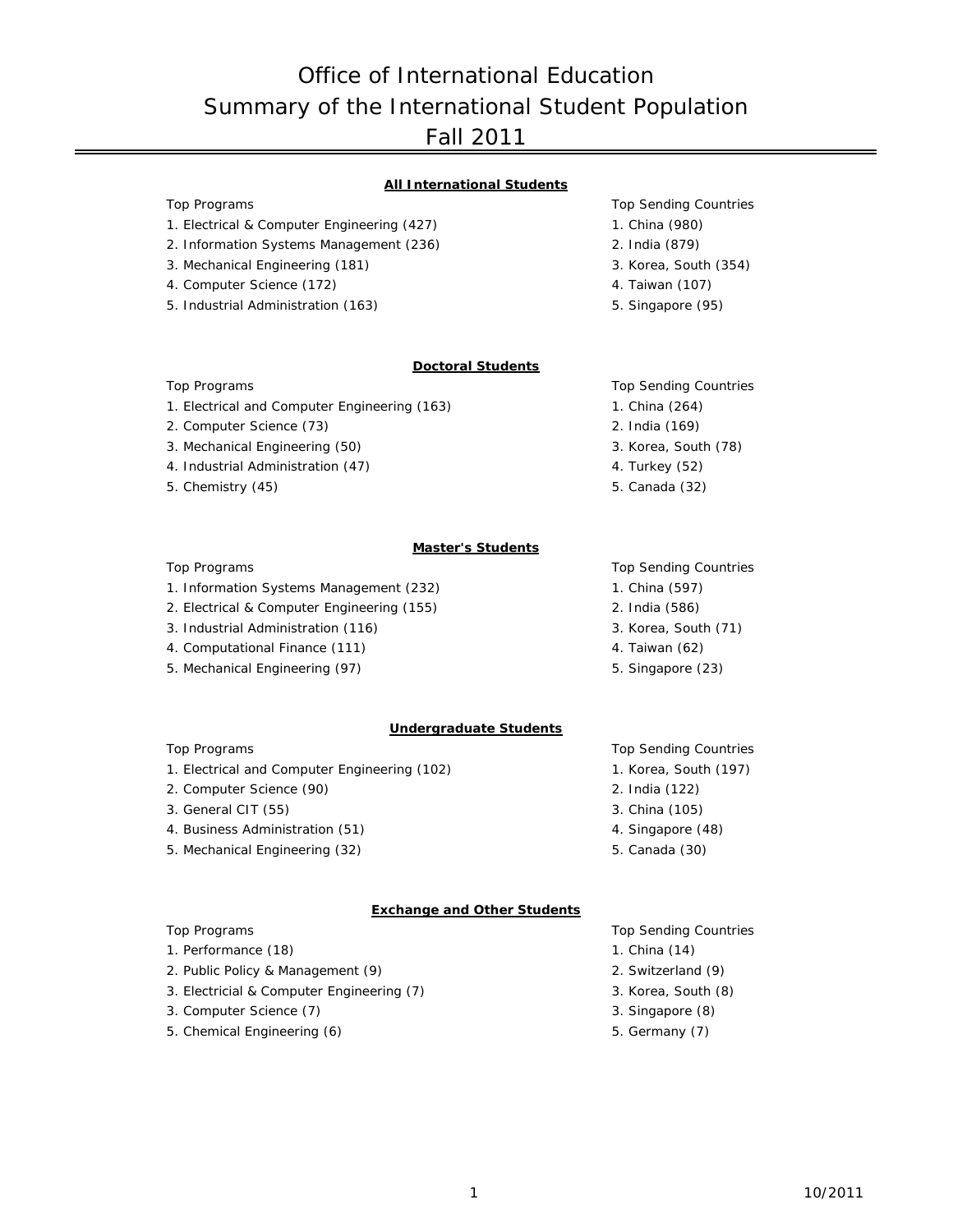# Office of International Education
# Summary of the International Student Population
# Fall 2011

## All International Students

| Top Programs | Top Sending Countries |
|---|---|
| 1. Electrical & Computer Engineering (427) | 1. China (980) |
| 2. Information Systems Management (236) | 2. India (879) |
| 3. Mechanical Engineering (181) | 3. Korea, South (354) |
| 4. Computer Science (172) | 4. Taiwan (107) |
| 5. Industrial Administration (163) | 5. Singapore (95) |

## Doctoral Students

| Top Programs | Top Sending Countries |
|---|---|
| 1. Electrical and Computer Engineering (163) | 1. China (264) |
| 2. Computer Science (73) | 2. India (169) |
| 3. Mechanical Engineering (50) | 3. Korea, South (78) |
| 4. Industrial Administration (47) | 4. Turkey (52) |
| 5. Chemistry (45) | 5. Canada (32) |

## Master's Students

| Top Programs | Top Sending Countries |
|---|---|
| 1. Information Systems Management (232) | 1. China (597) |
| 2. Electrical & Computer Engineering (155) | 2. India (586) |
| 3. Industrial Administration (116) | 3. Korea, South (71) |
| 4. Computational Finance (111) | 4. Taiwan (62) |
| 5. Mechanical Engineering (97) | 5. Singapore (23) |

## Undergraduate Students

| Top Programs | Top Sending Countries |
|---|---|
| 1. Electrical and Computer Engineering (102) | 1. Korea, South (197) |
| 2. Computer Science (90) | 2. India (122) |
| 3. General CIT (55) | 3. China (105) |
| 4. Business Administration (51) | 4. Singapore (48) |
| 5. Mechanical Engineering (32) | 5. Canada (30) |

## Exchange and Other Students

| Top Programs | Top Sending Countries |
|---|---|
| 1. Performance (18) | 1. China (14) |
| 2. Public Policy & Management (9) | 2. Switzerland (9) |
| 3. Electricial & Computer Engineering (7) | 3. Korea, South (8) |
| 3. Computer Science (7) | 3. Singapore (8) |
| 5. Chemical Engineering (6) | 5. Germany (7) |